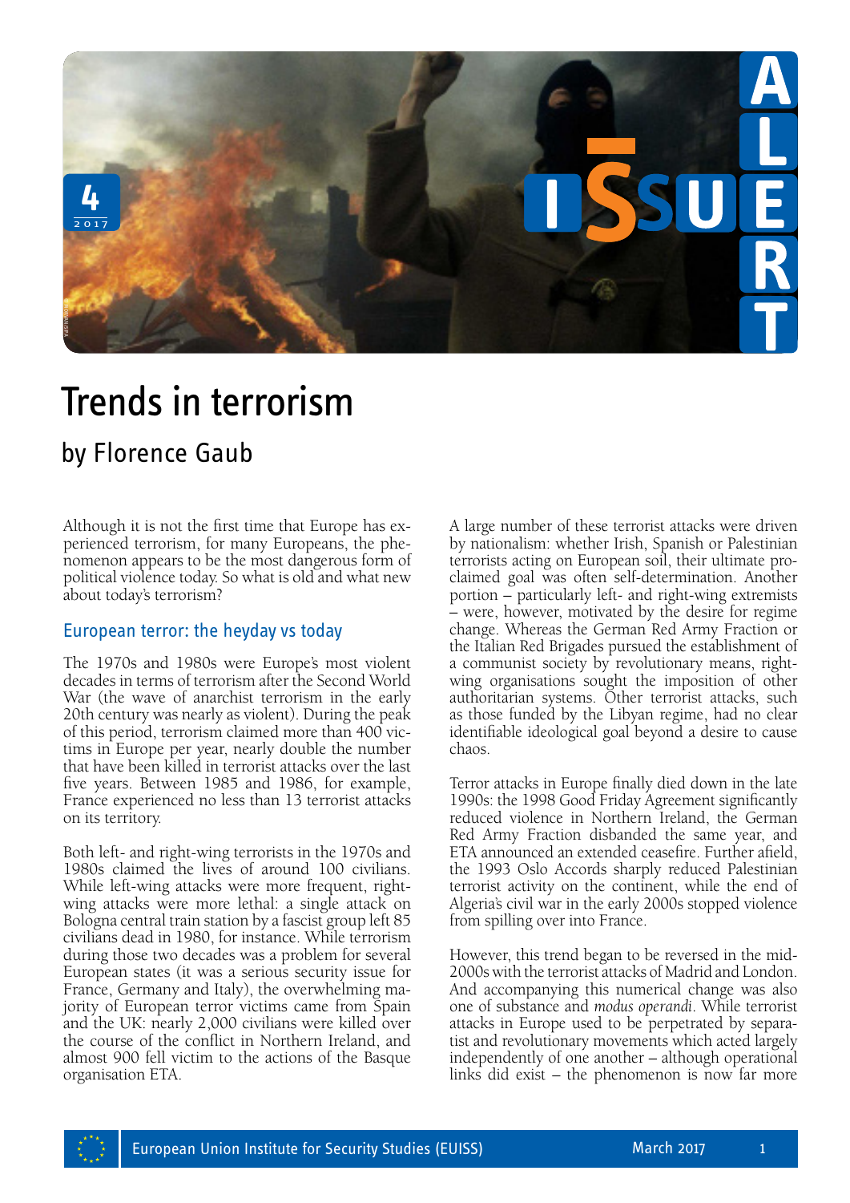# Trends in terrorism

## by Florence Gaub

Although it is not the first time that Europe has experienced terrorism, for many Europeans, the phenomenon appears to be the most dangerous form of political violence today. So what is old and what new about today's terrorism?

### European terror: the heyday vs today

The 1970s and 1980s were Europe's most violent decades in terms of terrorism after the Second World War (the wave of anarchist terrorism in the early 20th century was nearly as violent). During the peak of this period, terrorism claimed more than 400 victims in Europe per year, nearly double the number that have been killed in terrorist attacks over the last five years. Between 1985 and 1986, for example, France experienced no less than 13 terrorist attacks on its territory.

Both left- and right-wing terrorists in the 1970s and 1980s claimed the lives of around 100 civilians. While left-wing attacks were more frequent, right-wing attacks were more lethal: a single attack on Bologna central train station by a fascist group left 85 civilians dead in 1980, for instance. While terrorism during those two decades was a problem for several European states (it was a serious security issue for France, Germany and Italy), the overwhelming majority of European terror victims came from Spain and the UK: nearly 2,000 civilians were killed over the course of the conflict in Northern Ireland, and almost 900 fell victim to the actions of the Basque organisation ETA.

A large number of these terrorist attacks were driven by nationalism: whether Irish, Spanish or Palestinian terrorists acting on European soil, their ultimate proclaimed goal was often self-determination. Another portion – particularly left- and right-wing extremists – were, however, motivated by the desire for regime change. Whereas the German Red Army Fraction or the Italian Red Brigades pursued the establishment of a communist society by revolutionary means, right-wing organisations sought the imposition of other authoritarian systems. Other terrorist attacks, such as those funded by the Libyan regime, had no clear identifiable ideological goal beyond a desire to cause chaos.

Terror attacks in Europe finally died down in the late 1990s: the 1998 Good Friday Agreement significantly reduced violence in Northern Ireland, the German Red Army Fraction disbanded the same year, and ETA announced an extended ceasefire. Further afield, the 1993 Oslo Accords sharply reduced Palestinian terrorist activity on the continent, while the end of Algeria's civil war in the early 2000s stopped violence from spilling over into France.

However, this trend began to be reversed in the mid-2000s with the terrorist attacks of Madrid and London. And accompanying this numerical change was also one of substance and *modus operandi*. While terrorist attacks in Europe used to be perpetrated by separatist and revolutionary movements which acted largely independently of one another – although operational links did exist – the phenomenon is now far more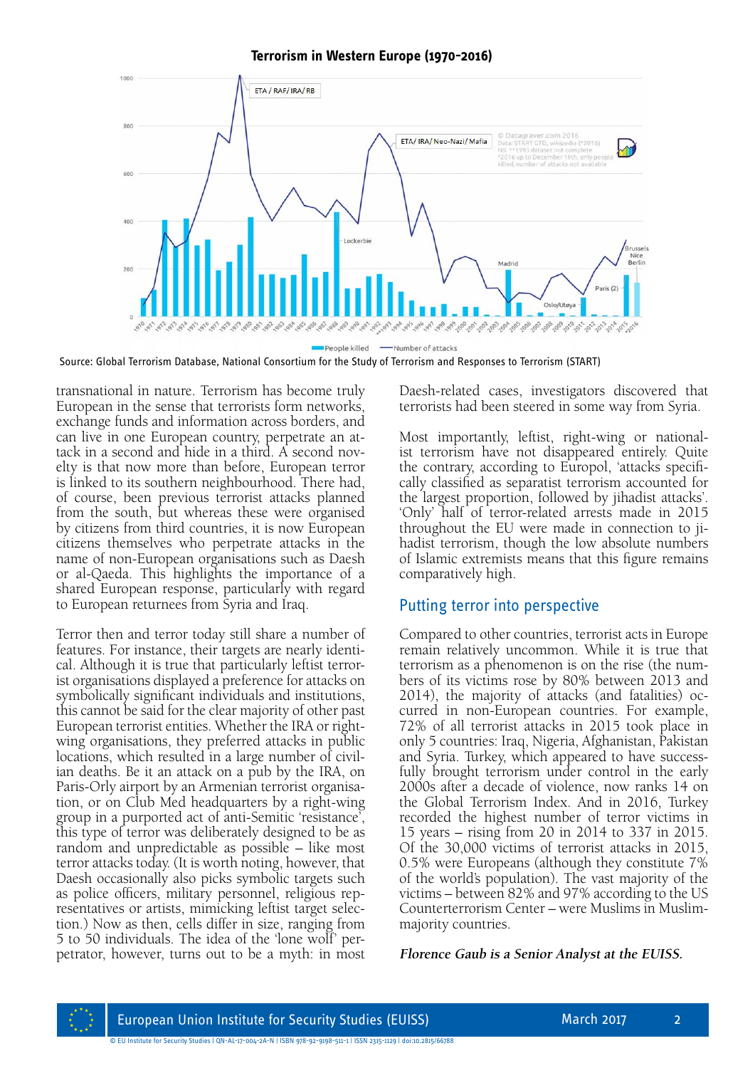**Terrorism in Western Europe (1970-2016)**

1000
800
600
400
200
0

ETA / RAF/ IRA/ RB

ETA/ IRA/ Neo-Nazi/ Mafia

© Datagraver.com 2016
Data: START GTD, wikipedia (*2016)
NB: **1993 dataset not complete
*2016 up to December 19th, only people killed, number of attacks not available

Lockerbie
Madrid
Oslo/Utøya
Paris (2)
Brussels
Nice
Berlin

1970 1971 1972 1973 1974 1975 1976 1977 1978 1979 1980 1981 1982 1983 1984 1985 1986 1987 1988 1989 1990 1991 1992 **1993 1994 1995 1996 1997 1998 1999 2000 2001 2002 2003 2004 2005 2006 2007 2008 2009 2010 2011 2012 2013 2014 2015 *2016

People killed — Number of attacks

Source: Global Terrorism Database, National Consortium for the Study of Terrorism and Responses to Terrorism (START)

transnational in nature. Terrorism has become truly European in the sense that terrorists form networks, exchange funds and information across borders, and can live in one European country, perpetrate an attack in a second and hide in a third. A second novelty is that now more than before, European terror is linked to its southern neighbourhood. There had, of course, been previous terrorist attacks planned from the south, but whereas these were organised by citizens from third countries, it is now European citizens themselves who perpetrate attacks in the name of non-European organisations such as Daesh or al-Qaeda. This highlights the importance of a shared European response, particularly with regard to European returnees from Syria and Iraq.

Terror then and terror today still share a number of features. For instance, their targets are nearly identical. Although it is true that particularly leftist terrorist organisations displayed a preference for attacks on symbolically significant individuals and institutions, this cannot be said for the clear majority of other past European terrorist entities. Whether the IRA or right-wing organisations, they preferred attacks in public locations, which resulted in a large number of civilian deaths. Be it an attack on a pub by the IRA, on Paris-Orly airport by an Armenian terrorist organisation, or on Club Med headquarters by a right-wing group in a purported act of anti-Semitic 'resistance', this type of terror was deliberately designed to be as random and unpredictable as possible – like most terror attacks today. (It is worth nothing, however, that Daesh occasionally also picks symbolic targets such as police officers, military personnel, religious representatives or artists, mimicking leftist target selection.) Now as then, cells differ in size, ranging from 5 to 50 individuals. The idea of the 'lone wolf' perpetrator, however, turns out to be a myth: in most Daesh-related cases, investigators discovered that terrorists had been steered in some way from Syria.

Most importantly, leftist, right-wing or nationalist terrorism have not disappeared entirely. Quite the contrary, according to Europol, 'attacks specifically classified as separatist terrorism accounted for the largest proportion, followed by jihadist attacks'. 'Only' half of terror-related arrests made in 2015 throughout the EU were made in connection to jihadist terrorism, though the low absolute numbers of Islamic extremists means that this figure remains comparatively high.

## Putting terror into perspective

Compared to other countries, terrorist acts in Europe remain relatively uncommon. While it is true that terrorism as a phenomenon is on the rise (the numbers of its victims rose by 80% between 2013 and 2014), the majority of attacks (and fatalities) occurred in non-European countries. For example, 72% of all terrorist attacks in 2015 took place in only 5 countries: Iraq, Nigeria, Afghanistan, Pakistan and Syria. Turkey, which appeared to have successfully brought terrorism under control in the early 2000s after a decade of violence, now ranks 14 on the Global Terrorism Index. And in 2016, Turkey recorded the highest number of terror victims in 15 years – rising from 20 in 2014 to 337 in 2015. Of the 30,000 victims of terrorist attacks in 2015, 0.5% were Europeans (although they constitute 7% of the world's population). The vast majority of the victims – between 82% and 97% according to the US Counterterrorism Center – were Muslims in Muslim-majority countries.

***Florence Gaub is a Senior Analyst at the EUISS.***

© EU Institute for Security Studies | QN-AL-17-004-2A-N | ISBN 978-92-9198-511-1 | ISSN 2315-1129 | doi:10.2815/66788